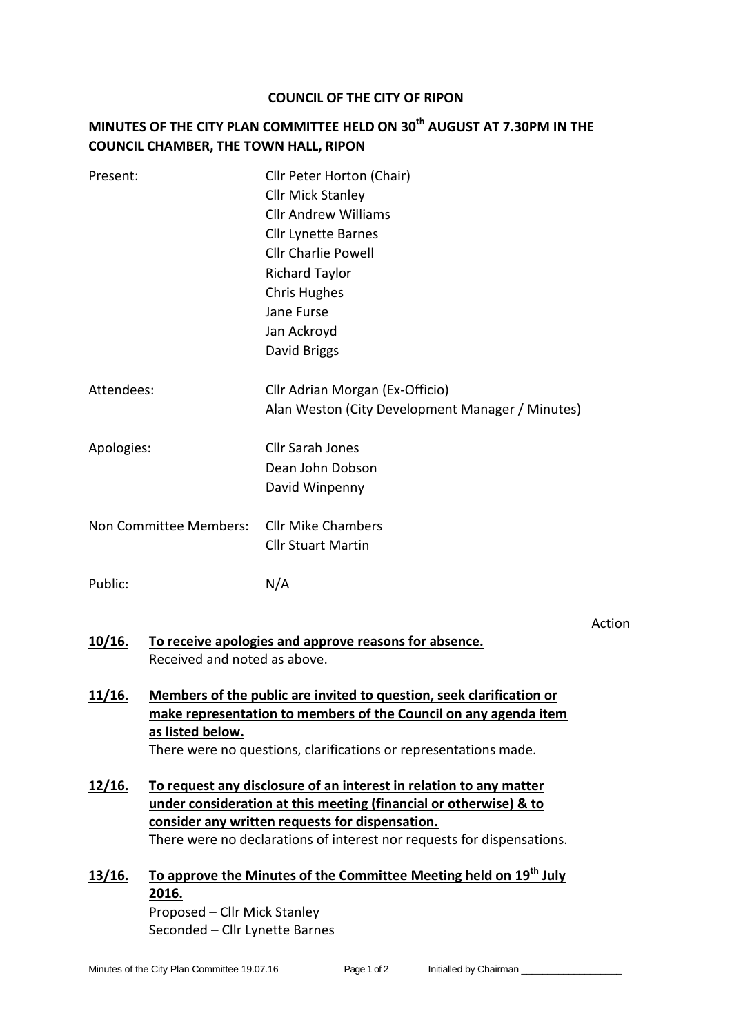**COUNCIL OF THE CITY OF RIPON**

**MINUTES OF THE CITY PLAN COMMITTEE HELD ON 30th AUGUST AT 7.30PM IN THE COUNCIL CHAMBER, THE TOWN HALL, RIPON**

| | |
|---|---|
| Present: | Cllr Peter Horton (Chair) |
| | Cllr Mick Stanley |
| | Cllr Andrew Williams |
| | Cllr Lynette Barnes |
| | Cllr Charlie Powell |
| | Richard Taylor |
| | Chris Hughes |
| | Jane Furse |
| | Jan Ackroyd |
| | David Briggs |
| Attendees: | Cllr Adrian Morgan (Ex-Officio) |
| | Alan Weston (City Development Manager / Minutes) |
| Apologies: | Cllr Sarah Jones |
| | Dean John Dobson |
| | David Winpenny |
| Non Committee Members: | Cllr Mike Chambers |
| | Cllr Stuart Martin |
| Public: | N/A |

Action

**10/16. To receive apologies and approve reasons for absence.**
Received and noted as above.

**11/16. Members of the public are invited to question, seek clarification or make representation to members of the Council on any agenda item as listed below.**
There were no questions, clarifications or representations made.

**12/16. To request any disclosure of an interest in relation to any matter under consideration at this meeting (financial or otherwise) & to consider any written requests for dispensation.**
There were no declarations of interest nor requests for dispensations.

**13/16. To approve the Minutes of the Committee Meeting held on 19th July 2016.**
Proposed – Cllr Mick Stanley
Seconded – Cllr Lynette Barnes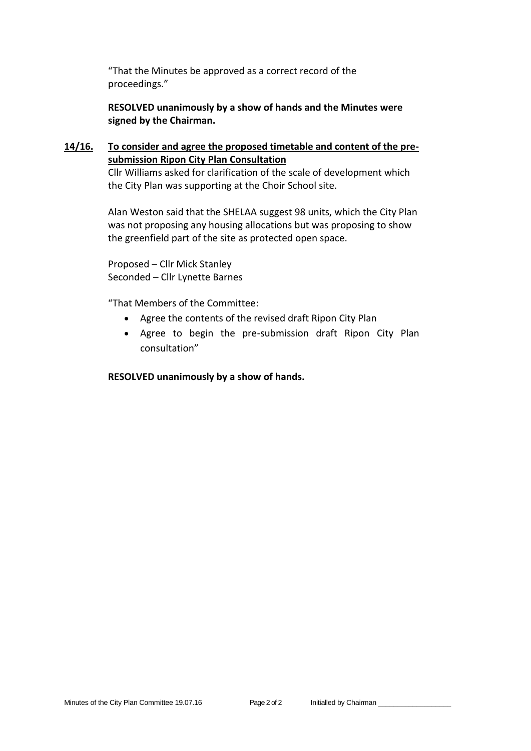"That the Minutes be approved as a correct record of the proceedings."

**RESOLVED unanimously by a show of hands and the Minutes were signed by the Chairman.**

**14/16. To consider and agree the proposed timetable and content of the pre-submission Ripon City Plan Consultation**

Cllr Williams asked for clarification of the scale of development which the City Plan was supporting at the Choir School site.

Alan Weston said that the SHELAA suggest 98 units, which the City Plan was not proposing any housing allocations but was proposing to show the greenfield part of the site as protected open space.

Proposed – Cllr Mick Stanley
Seconded – Cllr Lynette Barnes

"That Members of the Committee:

- Agree the contents of the revised draft Ripon City Plan
- Agree to begin the pre-submission draft Ripon City Plan consultation"

**RESOLVED unanimously by a show of hands.**